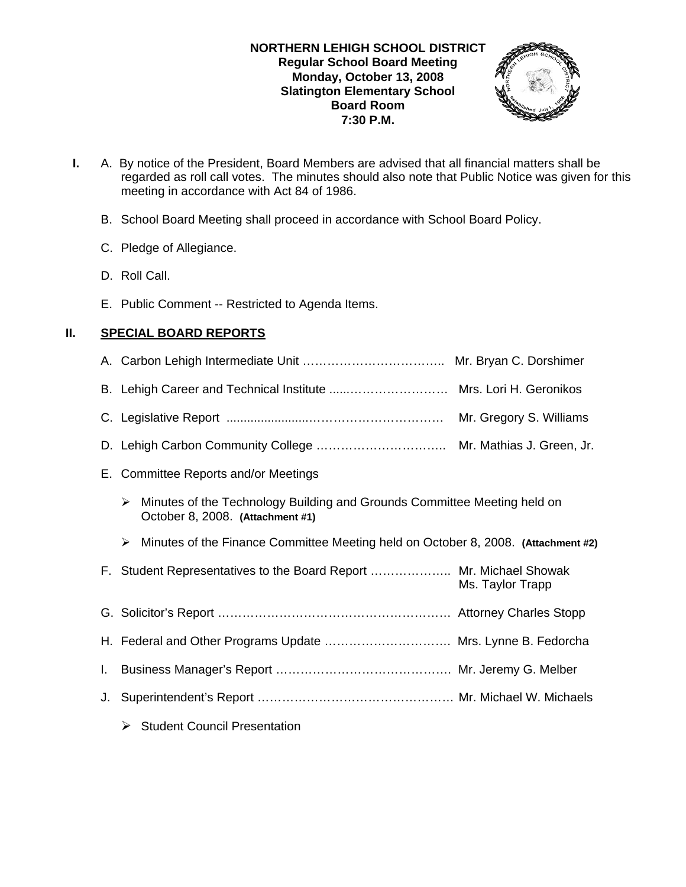**NORTHERN LEHIGH SCHOOL DISTRICT**
**Regular School Board Meeting**
**Monday, October 13, 2008**
**Slatington Elementary School**
**Board Room**
**7:30 P.M.**

**I.** A. By notice of the President, Board Members are advised that all financial matters shall be regarded as roll call votes. The minutes should also note that Public Notice was given for this meeting in accordance with Act 84 of 1986.

B. School Board Meeting shall proceed in accordance with School Board Policy.

C. Pledge of Allegiance.

D. Roll Call.

E. Public Comment -- Restricted to Agenda Items.

## II. SPECIAL BOARD REPORTS

A. Carbon Lehigh Intermediate Unit …………………………….. Mr. Bryan C. Dorshimer

B. Lehigh Career and Technical Institute ......…………………… Mrs. Lori H. Geronikos

C. Legislative Report .......................…………………………… Mr. Gregory S. Williams

D. Lehigh Carbon Community College ………………………….. Mr. Mathias J. Green, Jr.

E. Committee Reports and/or Meetings

- Minutes of the Technology Building and Grounds Committee Meeting held on October 8, 2008. **(Attachment #1)**
- Minutes of the Finance Committee Meeting held on October 8, 2008. **(Attachment #2)**

F. Student Representatives to the Board Report ……………….. Mr. Michael Showak
Ms. Taylor Trapp

G. Solicitor's Report …………………………………………………. Attorney Charles Stopp

H. Federal and Other Programs Update …………………………. Mrs. Lynne B. Fedorcha

I. Business Manager's Report ……………………………………. Mr. Jeremy G. Melber

J. Superintendent's Report ………………………………………… Mr. Michael W. Michaels

- Student Council Presentation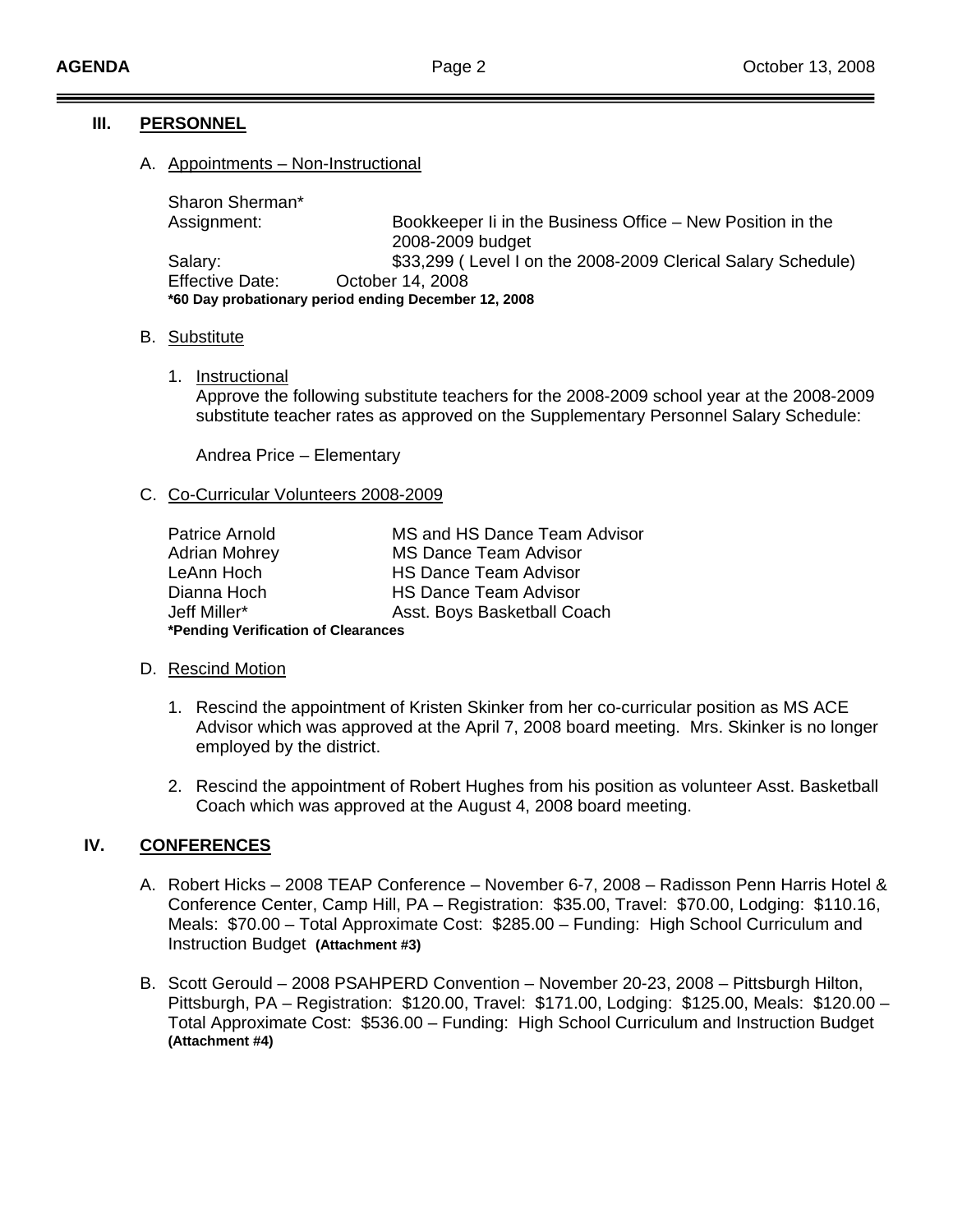## III. PERSONNEL

A. Appointments – Non-Instructional

Sharon Sherman*
Assignment: Bookkeeper Ii in the Business Office – New Position in the 2008-2009 budget
Salary: $33,299 ( Level I on the 2008-2009 Clerical Salary Schedule)
Effective Date: October 14, 2008
**\*60 Day probationary period ending December 12, 2008**

B. Substitute

1. Instructional
   Approve the following substitute teachers for the 2008-2009 school year at the 2008-2009 substitute teacher rates as approved on the Supplementary Personnel Salary Schedule:

   Andrea Price – Elementary

C. Co-Curricular Volunteers 2008-2009

| | |
|---|---|
| Patrice Arnold | MS and HS Dance Team Advisor |
| Adrian Mohrey | MS Dance Team Advisor |
| LeAnn Hoch | HS Dance Team Advisor |
| Dianna Hoch | HS Dance Team Advisor |
| Jeff Miller* | Asst. Boys Basketball Coach |

**\*Pending Verification of Clearances**

D. Rescind Motion

1. Rescind the appointment of Kristen Skinker from her co-curricular position as MS ACE Advisor which was approved at the April 7, 2008 board meeting. Mrs. Skinker is no longer employed by the district.

2. Rescind the appointment of Robert Hughes from his position as volunteer Asst. Basketball Coach which was approved at the August 4, 2008 board meeting.

## IV. CONFERENCES

A. Robert Hicks – 2008 TEAP Conference – November 6-7, 2008 – Radisson Penn Harris Hotel & Conference Center, Camp Hill, PA – Registration: $35.00, Travel: $70.00, Lodging: $110.16, Meals: $70.00 – Total Approximate Cost: $285.00 – Funding: High School Curriculum and Instruction Budget **(Attachment #3)**

B. Scott Gerould – 2008 PSAHPERD Convention – November 20-23, 2008 – Pittsburgh Hilton, Pittsburgh, PA – Registration: $120.00, Travel: $171.00, Lodging: $125.00, Meals: $120.00 – Total Approximate Cost: $536.00 – Funding: High School Curriculum and Instruction Budget **(Attachment #4)**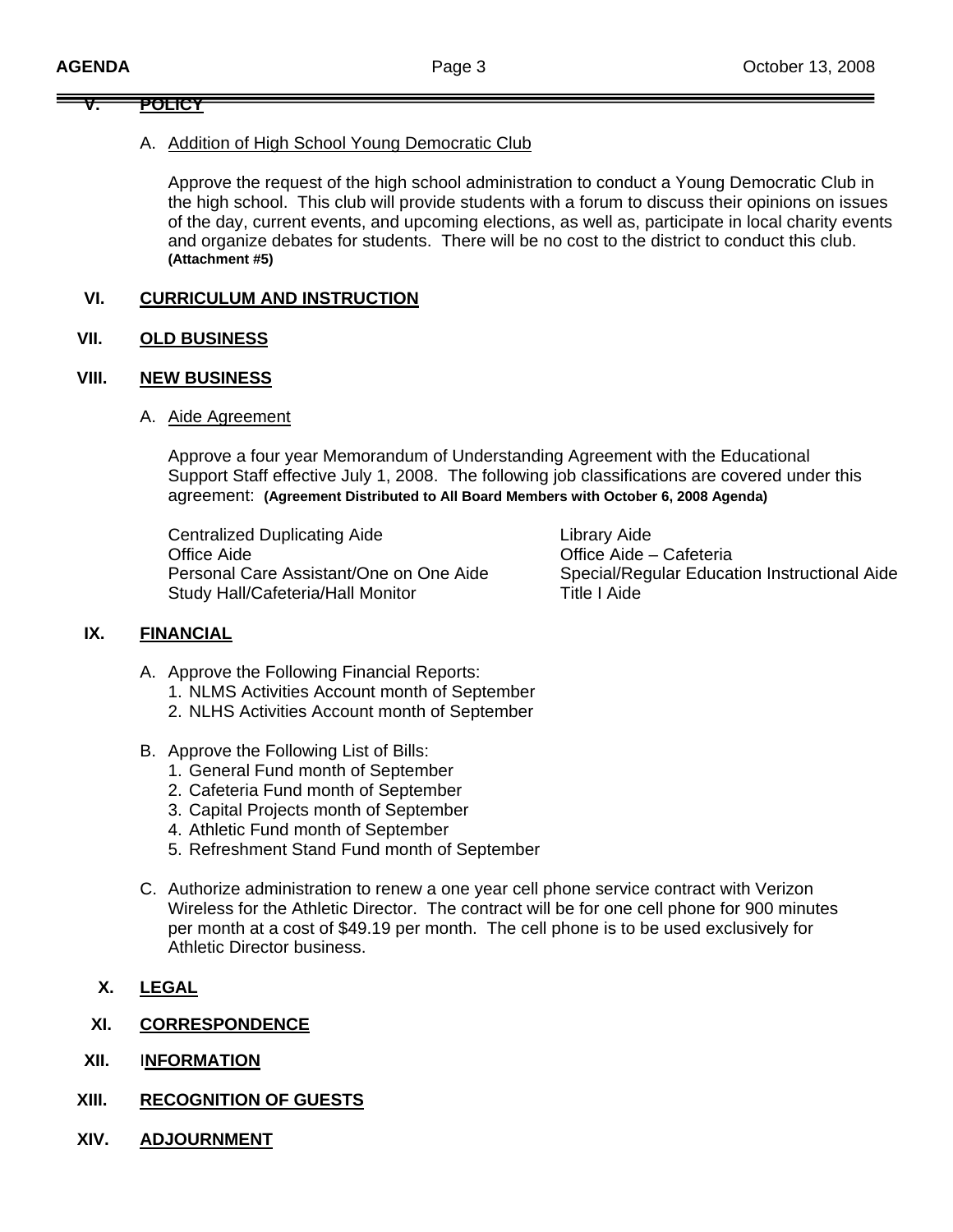## V. POLICY

A. Addition of High School Young Democratic Club

Approve the request of the high school administration to conduct a Young Democratic Club in the high school. This club will provide students with a forum to discuss their opinions on issues of the day, current events, and upcoming elections, as well as, participate in local charity events and organize debates for students. There will be no cost to the district to conduct this club. **(Attachment #5)**

## VI. CURRICULUM AND INSTRUCTION

## VII. OLD BUSINESS

## VIII. NEW BUSINESS

A. Aide Agreement

Approve a four year Memorandum of Understanding Agreement with the Educational Support Staff effective July 1, 2008. The following job classifications are covered under this agreement: **(Agreement Distributed to All Board Members with October 6, 2008 Agenda)**

| | |
|---|---|
| Centralized Duplicating Aide | Library Aide |
| Office Aide | Office Aide – Cafeteria |
| Personal Care Assistant/One on One Aide | Special/Regular Education Instructional Aide |
| Study Hall/Cafeteria/Hall Monitor | Title I Aide |

## IX. FINANCIAL

A. Approve the Following Financial Reports:
   1. NLMS Activities Account month of September
   2. NLHS Activities Account month of September

B. Approve the Following List of Bills:
   1. General Fund month of September
   2. Cafeteria Fund month of September
   3. Capital Projects month of September
   4. Athletic Fund month of September
   5. Refreshment Stand Fund month of September

C. Authorize administration to renew a one year cell phone service contract with Verizon Wireless for the Athletic Director. The contract will be for one cell phone for 900 minutes per month at a cost of $49.19 per month. The cell phone is to be used exclusively for Athletic Director business.

## X. LEGAL

## XI. CORRESPONDENCE

## XII. INFORMATION

## XIII. RECOGNITION OF GUESTS

## XIV. ADJOURNMENT